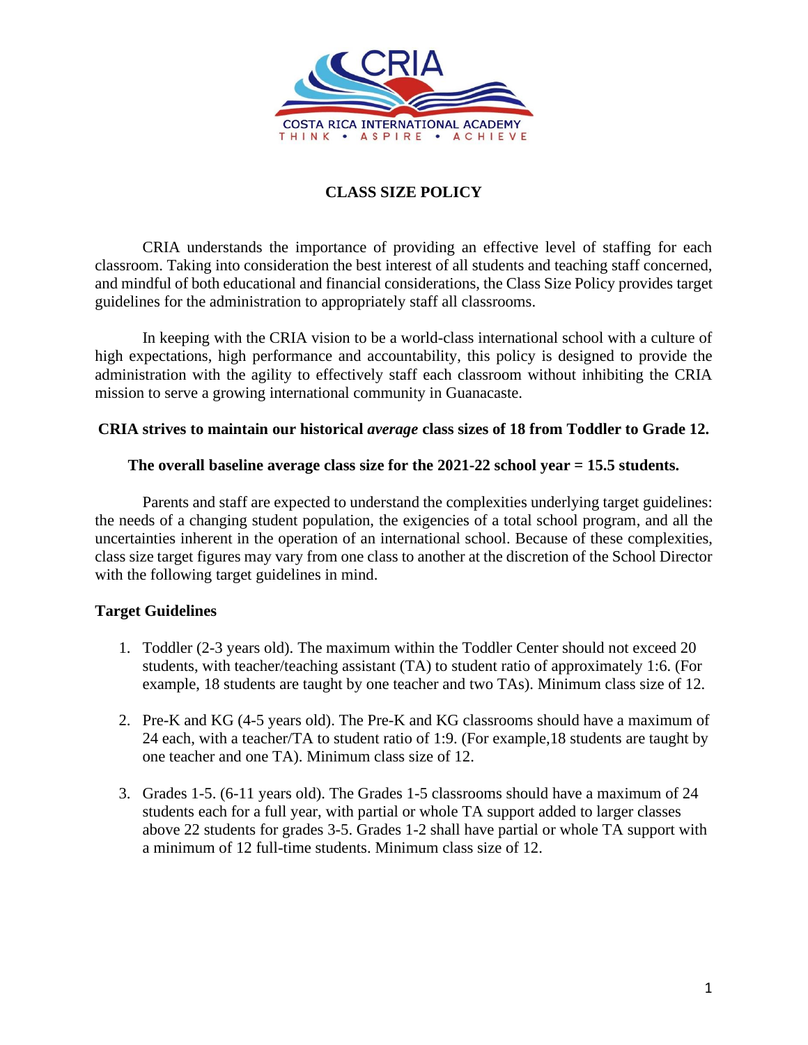CRIA

COSTA RICA INTERNATIONAL ACADEMY

THINK • ASPIRE • ACHIEVE

# CLASS SIZE POLICY

CRIA understands the importance of providing an effective level of staffing for each classroom. Taking into consideration the best interest of all students and teaching staff concerned, and mindful of both educational and financial considerations, the Class Size Policy provides target guidelines for the administration to appropriately staff all classrooms.

In keeping with the CRIA vision to be a world-class international school with a culture of high expectations, high performance and accountability, this policy is designed to provide the administration with the agility to effectively staff each classroom without inhibiting the CRIA mission to serve a growing international community in Guanacaste.

**CRIA strives to maintain our historical *average* class sizes of 18 from Toddler to Grade 12.**

**The overall baseline average class size for the 2021-22 school year = 15.5 students.**

Parents and staff are expected to understand the complexities underlying target guidelines: the needs of a changing student population, the exigencies of a total school program, and all the uncertainties inherent in the operation of an international school. Because of these complexities, class size target figures may vary from one class to another at the discretion of the School Director with the following target guidelines in mind.

## Target Guidelines

1. Toddler (2-3 years old). The maximum within the Toddler Center should not exceed 20 students, with teacher/teaching assistant (TA) to student ratio of approximately 1:6. (For example, 18 students are taught by one teacher and two TAs). Minimum class size of 12.

2. Pre-K and KG (4-5 years old). The Pre-K and KG classrooms should have a maximum of 24 each, with a teacher/TA to student ratio of 1:9. (For example,18 students are taught by one teacher and one TA). Minimum class size of 12.

3. Grades 1-5. (6-11 years old). The Grades 1-5 classrooms should have a maximum of 24 students each for a full year, with partial or whole TA support added to larger classes above 22 students for grades 3-5. Grades 1-2 shall have partial or whole TA support with a minimum of 12 full-time students. Minimum class size of 12.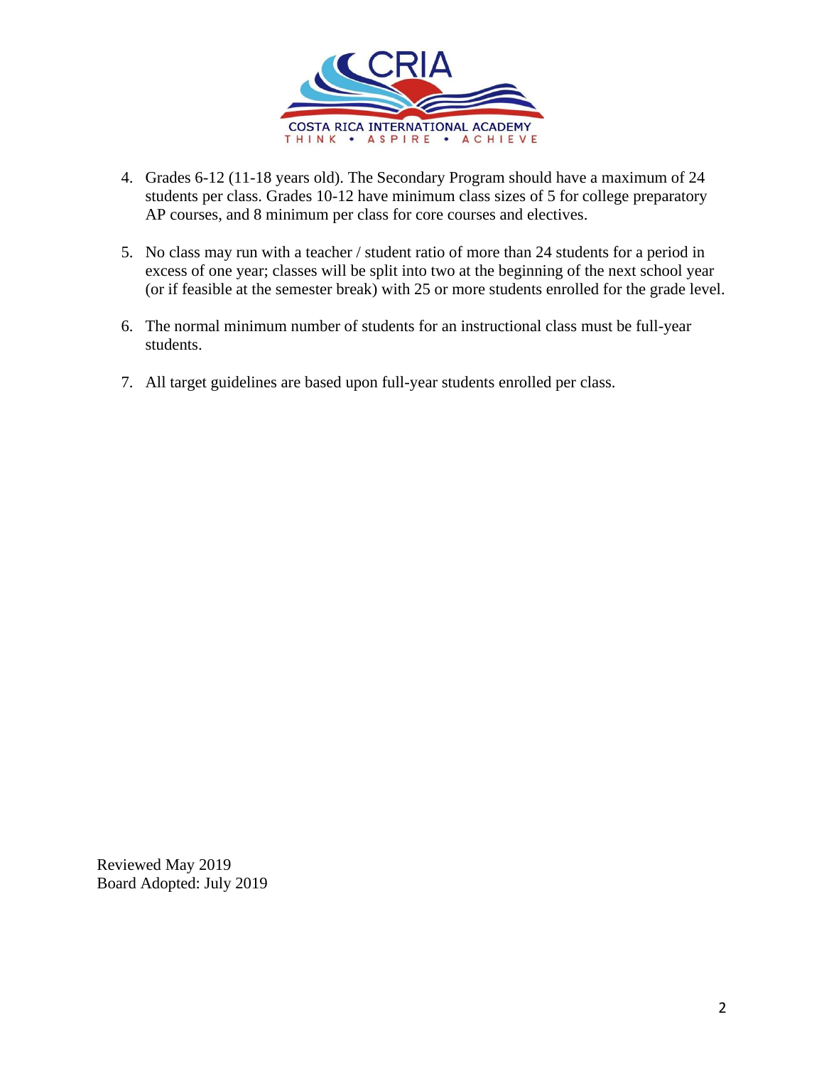4. Grades 6-12 (11-18 years old). The Secondary Program should have a maximum of 24 students per class. Grades 10-12 have minimum class sizes of 5 for college preparatory AP courses, and 8 minimum per class for core courses and electives.

5. No class may run with a teacher / student ratio of more than 24 students for a period in excess of one year; classes will be split into two at the beginning of the next school year (or if feasible at the semester break) with 25 or more students enrolled for the grade level.

6. The normal minimum number of students for an instructional class must be full-year students.

7. All target guidelines are based upon full-year students enrolled per class.

Reviewed May 2019
Board Adopted: July 2019